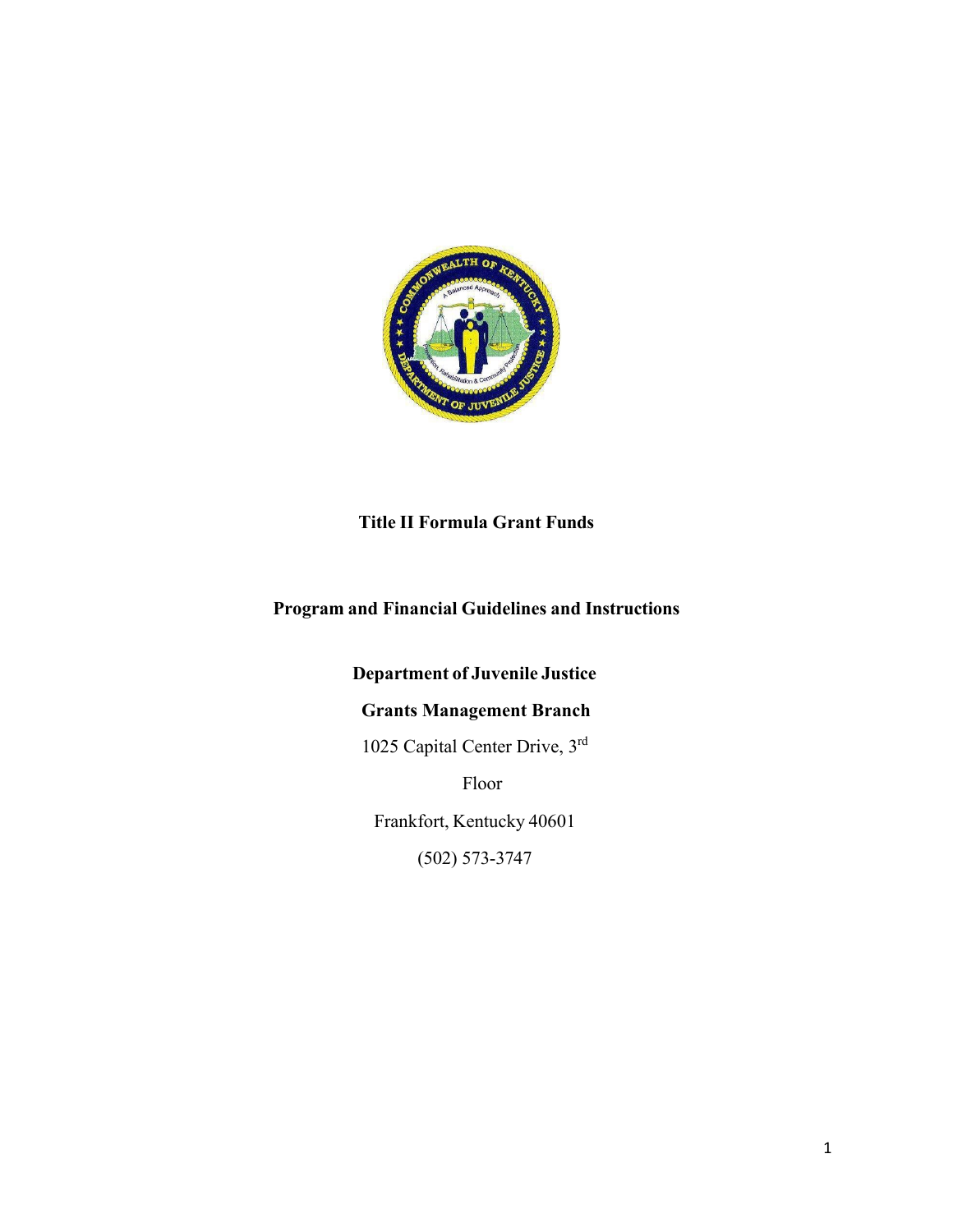# Title II Formula Grant Funds

## Program and Financial Guidelines and Instructions

**Department of Juvenile Justice**

**Grants Management Branch**

1025 Capital Center Drive, 3rd Floor

Frankfort, Kentucky 40601

(502) 573-3747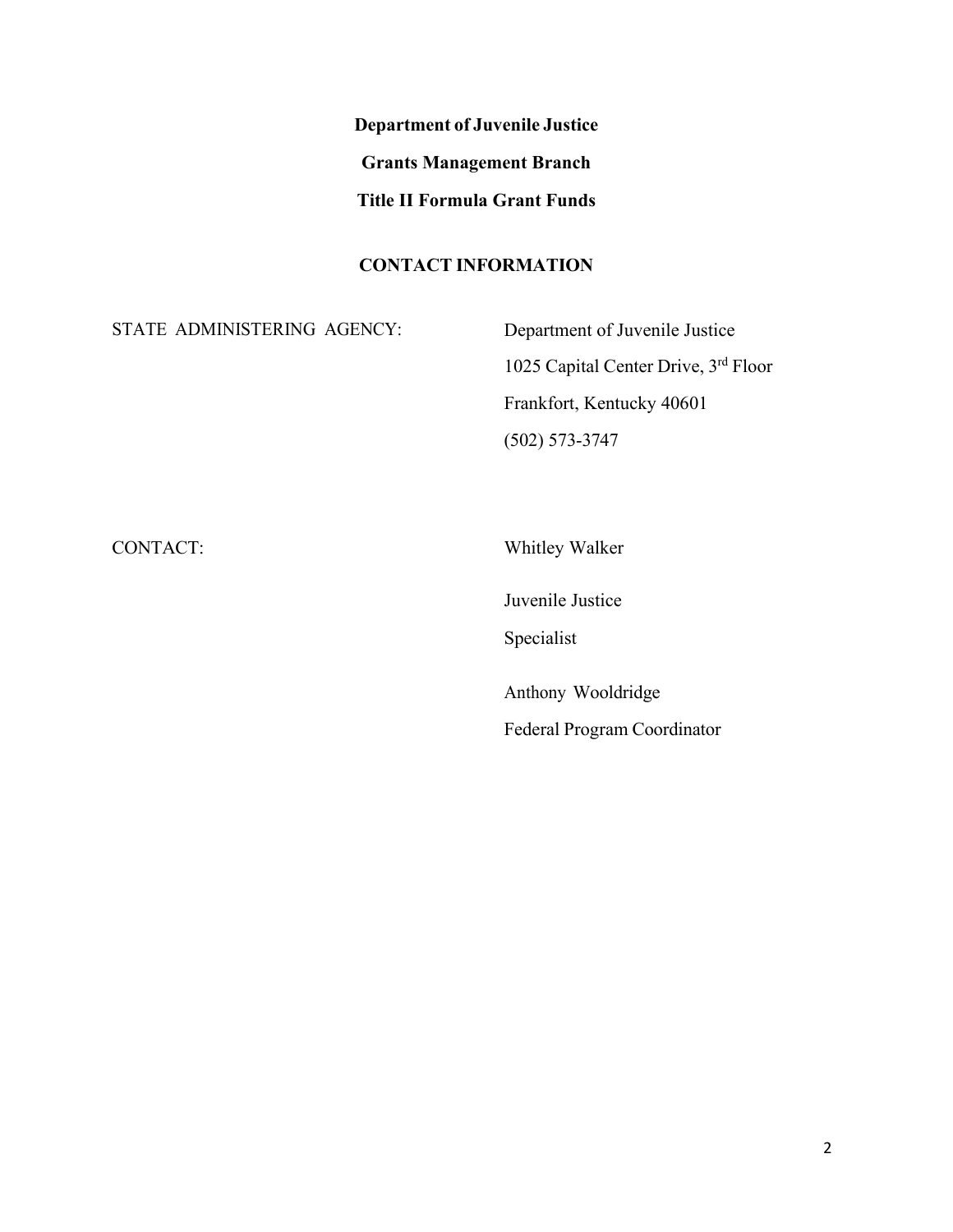**Department of Juvenile Justice**

**Grants Management Branch**

**Title II Formula Grant Funds**

## CONTACT INFORMATION

STATE ADMINISTERING AGENCY:

Department of Juvenile Justice
1025 Capital Center Drive, 3rd Floor
Frankfort, Kentucky 40601
(502) 573-3747

CONTACT:

Whitley Walker

Juvenile Justice
Specialist

Anthony Wooldridge
Federal Program Coordinator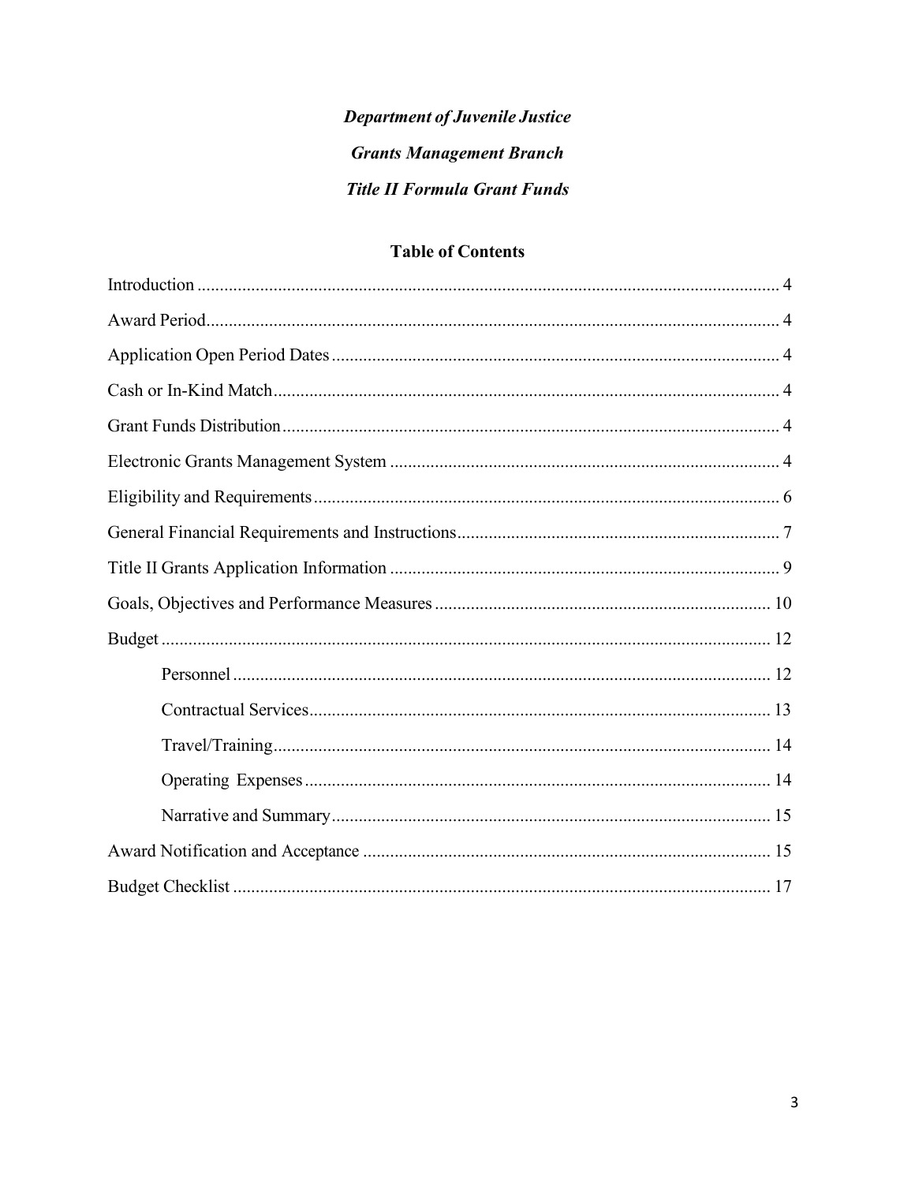***Department of Juvenile Justice***

***Grants Management Branch***

***Title II Formula Grant Funds***

## Table of Contents

Introduction ..... 4

Award Period ..... 4

Application Open Period Dates ..... 4

Cash or In-Kind Match ..... 4

Grant Funds Distribution ..... 4

Electronic Grants Management System ..... 4

Eligibility and Requirements ..... 6

General Financial Requirements and Instructions ..... 7

Title II Grants Application Information ..... 9

Goals, Objectives and Performance Measures ..... 10

Budget ..... 12

- Personnel ..... 12
- Contractual Services ..... 13
- Travel/Training ..... 14
- Operating Expenses ..... 14
- Narrative and Summary ..... 15

Award Notification and Acceptance ..... 15

Budget Checklist ..... 17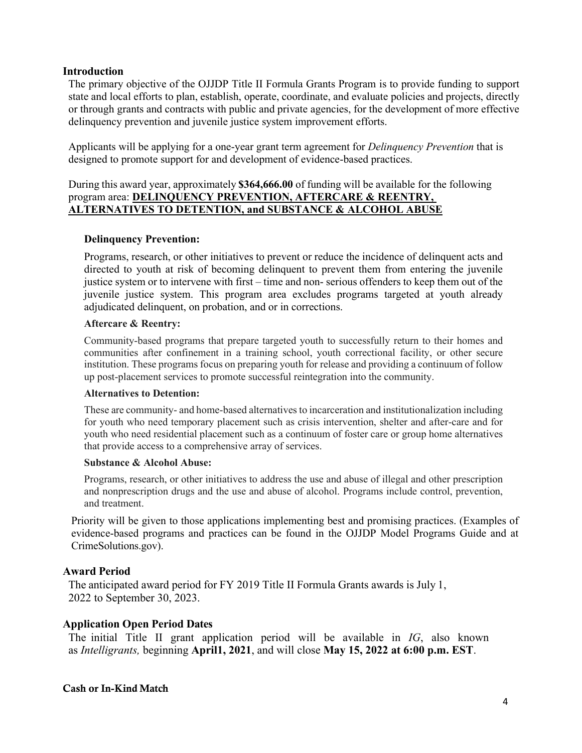## Introduction

The primary objective of the OJJDP Title II Formula Grants Program is to provide funding to support state and local efforts to plan, establish, operate, coordinate, and evaluate policies and projects, directly or through grants and contracts with public and private agencies, for the development of more effective delinquency prevention and juvenile justice system improvement efforts.

Applicants will be applying for a one-year grant term agreement for *Delinquency Prevention* that is designed to promote support for and development of evidence-based practices.

During this award year, approximately **$364,666.00** of funding will be available for the following program area: **DELINQUENCY PREVENTION, AFTERCARE & REENTRY, ALTERNATIVES TO DETENTION, and SUBSTANCE & ALCOHOL ABUSE**

### Delinquency Prevention:

Programs, research, or other initiatives to prevent or reduce the incidence of delinquent acts and directed to youth at risk of becoming delinquent to prevent them from entering the juvenile justice system or to intervene with first – time and non- serious offenders to keep them out of the juvenile justice system. This program area excludes programs targeted at youth already adjudicated delinquent, on probation, and or in corrections.

### Aftercare & Reentry:

Community-based programs that prepare targeted youth to successfully return to their homes and communities after confinement in a training school, youth correctional facility, or other secure institution. These programs focus on preparing youth for release and providing a continuum of follow up post-placement services to promote successful reintegration into the community.

### Alternatives to Detention:

These are community- and home-based alternatives to incarceration and institutionalization including for youth who need temporary placement such as crisis intervention, shelter and after-care and for youth who need residential placement such as a continuum of foster care or group home alternatives that provide access to a comprehensive array of services.

### Substance & Alcohol Abuse:

Programs, research, or other initiatives to address the use and abuse of illegal and other prescription and nonprescription drugs and the use and abuse of alcohol. Programs include control, prevention, and treatment.

Priority will be given to those applications implementing best and promising practices. (Examples of evidence-based programs and practices can be found in the OJJDP Model Programs Guide and at CrimeSolutions.gov).

## Award Period

The anticipated award period for FY 2019 Title II Formula Grants awards is July 1, 2022 to September 30, 2023.

## Application Open Period Dates

The initial Title II grant application period will be available in *IG*, also known as *Intelligrants,* beginning **April1, 2021**, and will close **May 15, 2022 at 6:00 p.m. EST**.

## Cash or In-Kind Match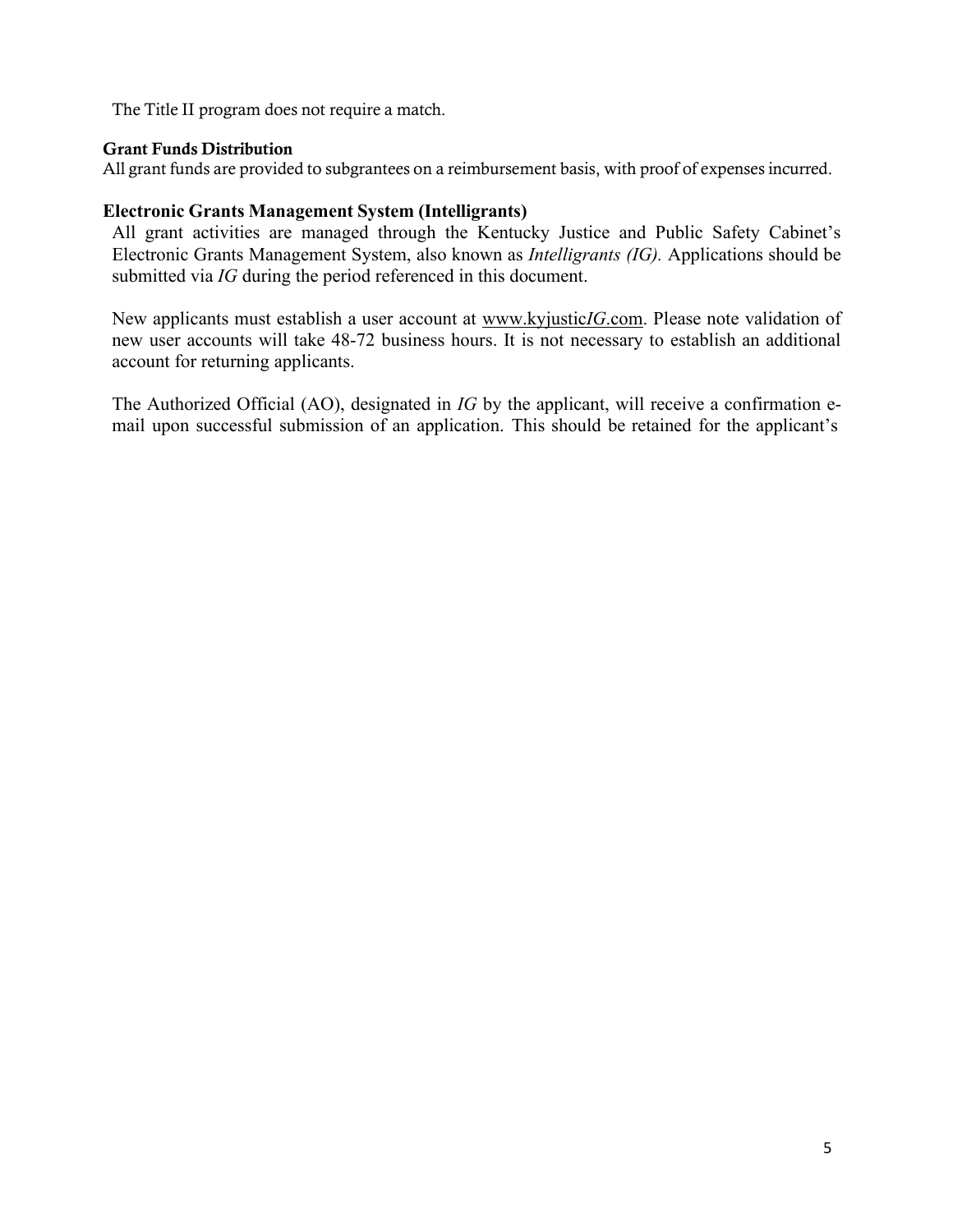The Title II program does not require a match.

### Grant Funds Distribution

All grant funds are provided to subgrantees on a reimbursement basis, with proof of expenses incurred.

### Electronic Grants Management System (Intelligrants)

All grant activities are managed through the Kentucky Justice and Public Safety Cabinet's Electronic Grants Management System, also known as *Intelligrants (IG).* Applications should be submitted via *IG* during the period referenced in this document.

New applicants must establish a user account at www.kyjustic*IG*.com. Please note validation of new user accounts will take 48-72 business hours. It is not necessary to establish an additional account for returning applicants.

The Authorized Official (AO), designated in *IG* by the applicant, will receive a confirmation e-mail upon successful submission of an application. This should be retained for the applicant's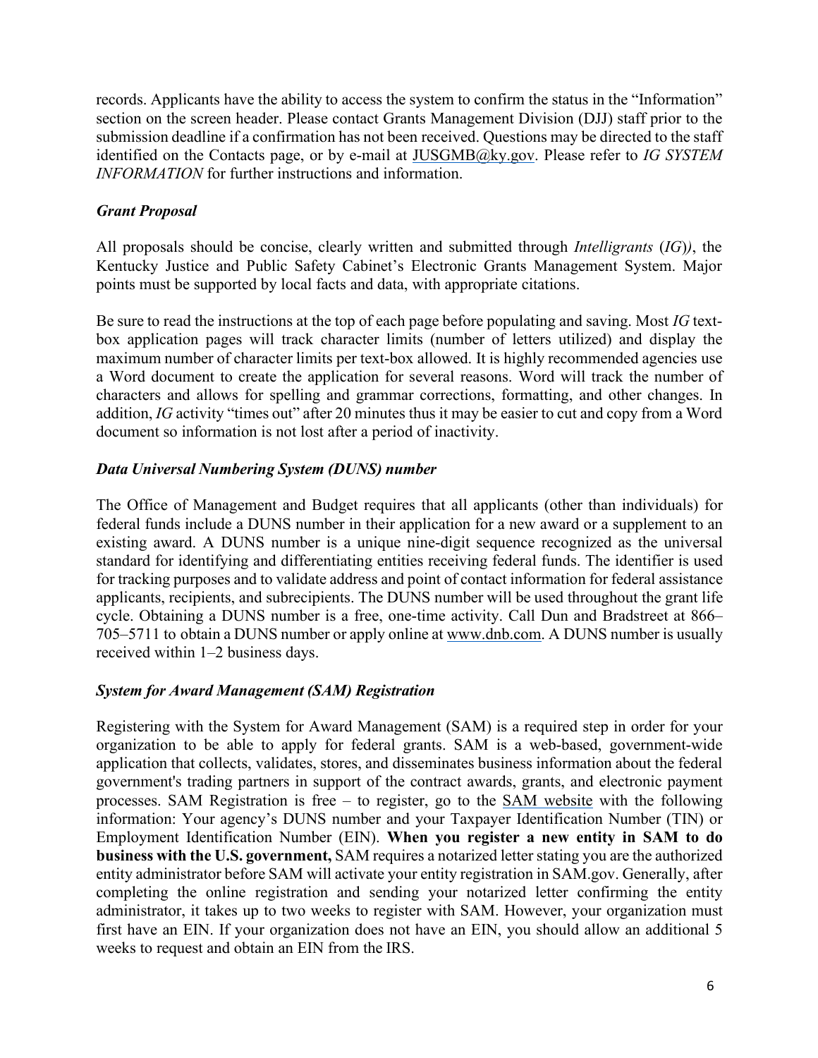records. Applicants have the ability to access the system to confirm the status in the "Information" section on the screen header. Please contact Grants Management Division (DJJ) staff prior to the submission deadline if a confirmation has not been received. Questions may be directed to the staff identified on the Contacts page, or by e-mail at JUSGMB@ky.gov. Please refer to *IG SYSTEM INFORMATION* for further instructions and information.

### *Grant Proposal*

All proposals should be concise, clearly written and submitted through *Intelligrants* (*IG*)*)*, the Kentucky Justice and Public Safety Cabinet's Electronic Grants Management System. Major points must be supported by local facts and data, with appropriate citations.

Be sure to read the instructions at the top of each page before populating and saving. Most *IG* text-box application pages will track character limits (number of letters utilized) and display the maximum number of character limits per text-box allowed. It is highly recommended agencies use a Word document to create the application for several reasons. Word will track the number of characters and allows for spelling and grammar corrections, formatting, and other changes. In addition, *IG* activity "times out" after 20 minutes thus it may be easier to cut and copy from a Word document so information is not lost after a period of inactivity.

### *Data Universal Numbering System (DUNS) number*

The Office of Management and Budget requires that all applicants (other than individuals) for federal funds include a DUNS number in their application for a new award or a supplement to an existing award. A DUNS number is a unique nine-digit sequence recognized as the universal standard for identifying and differentiating entities receiving federal funds. The identifier is used for tracking purposes and to validate address and point of contact information for federal assistance applicants, recipients, and subrecipients. The DUNS number will be used throughout the grant life cycle. Obtaining a DUNS number is a free, one-time activity. Call Dun and Bradstreet at 866–705–5711 to obtain a DUNS number or apply online at www.dnb.com. A DUNS number is usually received within 1–2 business days.

### *System for Award Management (SAM) Registration*

Registering with the System for Award Management (SAM) is a required step in order for your organization to be able to apply for federal grants. SAM is a web-based, government-wide application that collects, validates, stores, and disseminates business information about the federal government's trading partners in support of the contract awards, grants, and electronic payment processes. SAM Registration is free – to register, go to the SAM website with the following information: Your agency's DUNS number and your Taxpayer Identification Number (TIN) or Employment Identification Number (EIN). **When you register a new entity in SAM to do business with the U.S. government,** SAM requires a notarized letter stating you are the authorized entity administrator before SAM will activate your entity registration in SAM.gov. Generally, after completing the online registration and sending your notarized letter confirming the entity administrator, it takes up to two weeks to register with SAM. However, your organization must first have an EIN. If your organization does not have an EIN, you should allow an additional 5 weeks to request and obtain an EIN from the IRS.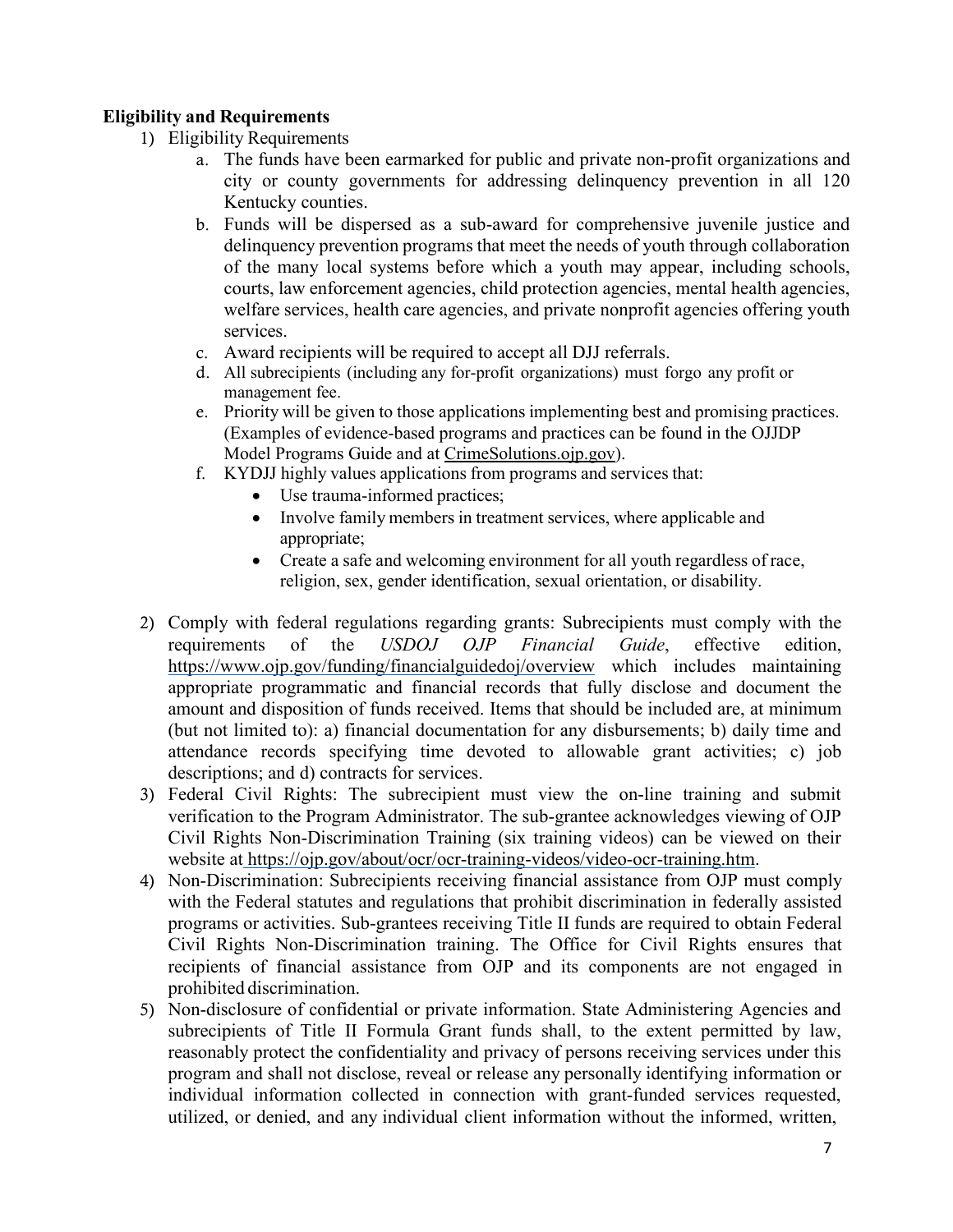**Eligibility and Requirements**

1) Eligibility Requirements
   a. The funds have been earmarked for public and private non-profit organizations and city or county governments for addressing delinquency prevention in all 120 Kentucky counties.
   b. Funds will be dispersed as a sub-award for comprehensive juvenile justice and delinquency prevention programs that meet the needs of youth through collaboration of the many local systems before which a youth may appear, including schools, courts, law enforcement agencies, child protection agencies, mental health agencies, welfare services, health care agencies, and private nonprofit agencies offering youth services.
   c. Award recipients will be required to accept all DJJ referrals.
   d. All subrecipients (including any for-profit organizations) must forgo any profit or management fee.
   e. Priority will be given to those applications implementing best and promising practices. (Examples of evidence-based programs and practices can be found in the OJJDP Model Programs Guide and at CrimeSolutions.ojp.gov).
   f. KYDJJ highly values applications from programs and services that:
      - Use trauma-informed practices;
      - Involve family members in treatment services, where applicable and appropriate;
      - Create a safe and welcoming environment for all youth regardless of race, religion, sex, gender identification, sexual orientation, or disability.

2) Comply with federal regulations regarding grants: Subrecipients must comply with the requirements of the *USDOJ OJP Financial Guide*, effective edition, https://www.ojp.gov/funding/financialguidedoj/overview which includes maintaining appropriate programmatic and financial records that fully disclose and document the amount and disposition of funds received. Items that should be included are, at minimum (but not limited to): a) financial documentation for any disbursements; b) daily time and attendance records specifying time devoted to allowable grant activities; c) job descriptions; and d) contracts for services.
3) Federal Civil Rights: The subrecipient must view the on-line training and submit verification to the Program Administrator. The sub-grantee acknowledges viewing of OJP Civil Rights Non-Discrimination Training (six training videos) can be viewed on their website at https://ojp.gov/about/ocr/ocr-training-videos/video-ocr-training.htm.
4) Non-Discrimination: Subrecipients receiving financial assistance from OJP must comply with the Federal statutes and regulations that prohibit discrimination in federally assisted programs or activities. Sub-grantees receiving Title II funds are required to obtain Federal Civil Rights Non-Discrimination training. The Office for Civil Rights ensures that recipients of financial assistance from OJP and its components are not engaged in prohibited discrimination.
5) Non-disclosure of confidential or private information. State Administering Agencies and subrecipients of Title II Formula Grant funds shall, to the extent permitted by law, reasonably protect the confidentiality and privacy of persons receiving services under this program and shall not disclose, reveal or release any personally identifying information or individual information collected in connection with grant-funded services requested, utilized, or denied, and any individual client information without the informed, written,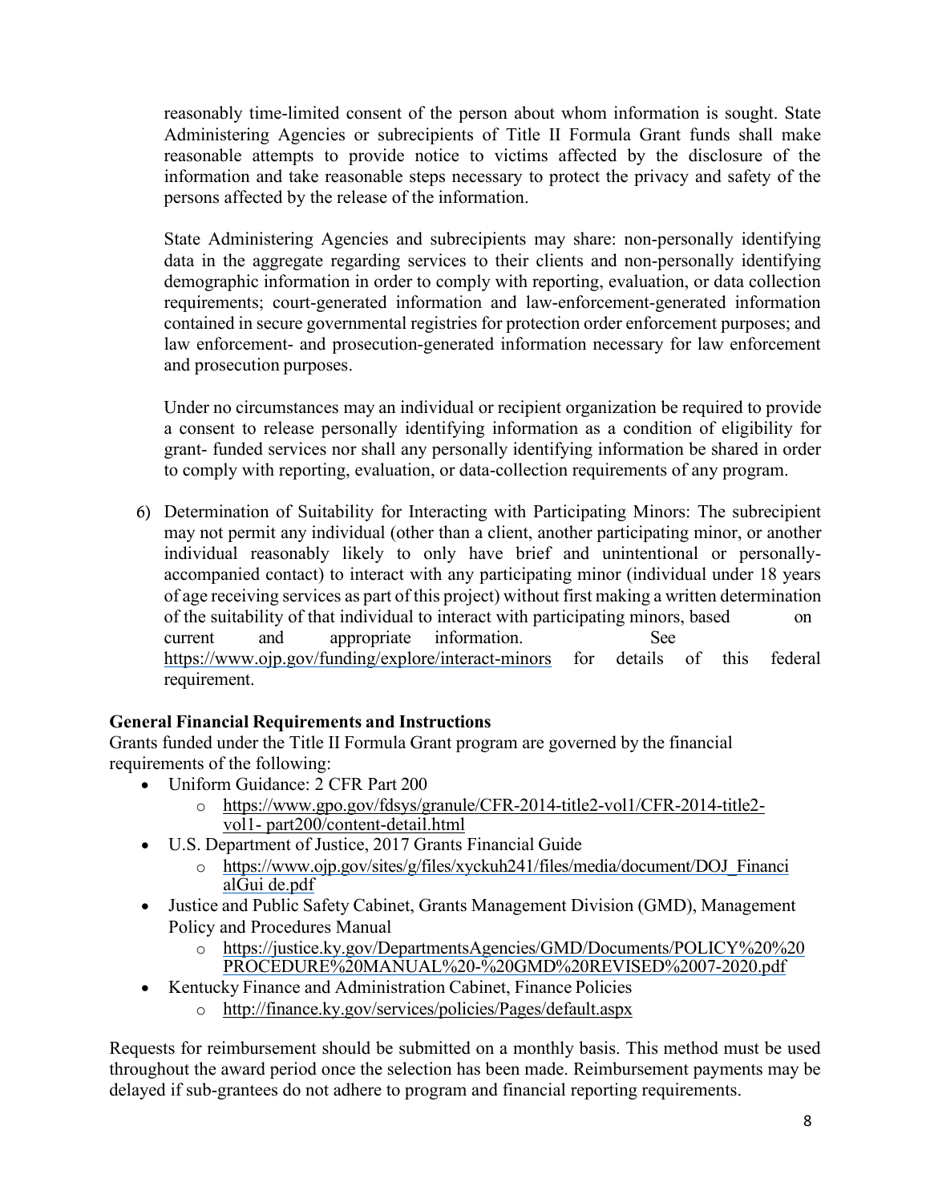reasonably time-limited consent of the person about whom information is sought. State Administering Agencies or subrecipients of Title II Formula Grant funds shall make reasonable attempts to provide notice to victims affected by the disclosure of the information and take reasonable steps necessary to protect the privacy and safety of the persons affected by the release of the information.

State Administering Agencies and subrecipients may share: non-personally identifying data in the aggregate regarding services to their clients and non-personally identifying demographic information in order to comply with reporting, evaluation, or data collection requirements; court-generated information and law-enforcement-generated information contained in secure governmental registries for protection order enforcement purposes; and law enforcement- and prosecution-generated information necessary for law enforcement and prosecution purposes.

Under no circumstances may an individual or recipient organization be required to provide a consent to release personally identifying information as a condition of eligibility for grant- funded services nor shall any personally identifying information be shared in order to comply with reporting, evaluation, or data-collection requirements of any program.

6) Determination of Suitability for Interacting with Participating Minors: The subrecipient may not permit any individual (other than a client, another participating minor, or another individual reasonably likely to only have brief and unintentional or personally-accompanied contact) to interact with any participating minor (individual under 18 years of age receiving services as part of this project) without first making a written determination of the suitability of that individual to interact with participating minors, based on current and appropriate information. See https://www.ojp.gov/funding/explore/interact-minors for details of this federal requirement.

**General Financial Requirements and Instructions**

Grants funded under the Title II Formula Grant program are governed by the financial requirements of the following:

- Uniform Guidance: 2 CFR Part 200
  - https://www.gpo.gov/fdsys/granule/CFR-2014-title2-vol1/CFR-2014-title2-vol1- part200/content-detail.html
- U.S. Department of Justice, 2017 Grants Financial Guide
  - https://www.ojp.gov/sites/g/files/xyckuh241/files/media/document/DOJ_FinancialGui de.pdf
- Justice and Public Safety Cabinet, Grants Management Division (GMD), Management Policy and Procedures Manual
  - https://justice.ky.gov/DepartmentsAgencies/GMD/Documents/POLICY%20%20PROCEDURE%20MANUAL%20-%20GMD%20REVISED%2007-2020.pdf
- Kentucky Finance and Administration Cabinet, Finance Policies
  - http://finance.ky.gov/services/policies/Pages/default.aspx

Requests for reimbursement should be submitted on a monthly basis. This method must be used throughout the award period once the selection has been made. Reimbursement payments may be delayed if sub-grantees do not adhere to program and financial reporting requirements.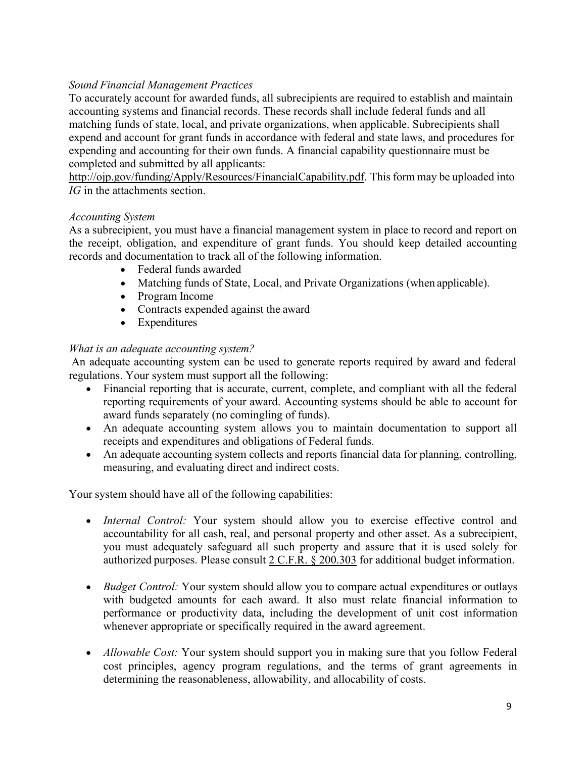*Sound Financial Management Practices*

To accurately account for awarded funds, all subrecipients are required to establish and maintain accounting systems and financial records. These records shall include federal funds and all matching funds of state, local, and private organizations, when applicable. Subrecipients shall expend and account for grant funds in accordance with federal and state laws, and procedures for expending and accounting for their own funds. A financial capability questionnaire must be completed and submitted by all applicants: http://ojp.gov/funding/Apply/Resources/FinancialCapability.pdf. This form may be uploaded into *IG* in the attachments section.

*Accounting System*

As a subrecipient, you must have a financial management system in place to record and report on the receipt, obligation, and expenditure of grant funds. You should keep detailed accounting records and documentation to track all of the following information.

- Federal funds awarded
- Matching funds of State, Local, and Private Organizations (when applicable).
- Program Income
- Contracts expended against the award
- Expenditures

*What is an adequate accounting system?*

An adequate accounting system can be used to generate reports required by award and federal regulations. Your system must support all the following:

- Financial reporting that is accurate, current, complete, and compliant with all the federal reporting requirements of your award. Accounting systems should be able to account for award funds separately (no comingling of funds).
- An adequate accounting system allows you to maintain documentation to support all receipts and expenditures and obligations of Federal funds.
- An adequate accounting system collects and reports financial data for planning, controlling, measuring, and evaluating direct and indirect costs.

Your system should have all of the following capabilities:

- *Internal Control:* Your system should allow you to exercise effective control and accountability for all cash, real, and personal property and other asset. As a subrecipient, you must adequately safeguard all such property and assure that it is used solely for authorized purposes. Please consult 2 C.F.R. § 200.303 for additional budget information.

- *Budget Control:* Your system should allow you to compare actual expenditures or outlays with budgeted amounts for each award. It also must relate financial information to performance or productivity data, including the development of unit cost information whenever appropriate or specifically required in the award agreement.

- *Allowable Cost:* Your system should support you in making sure that you follow Federal cost principles, agency program regulations, and the terms of grant agreements in determining the reasonableness, allowability, and allocability of costs.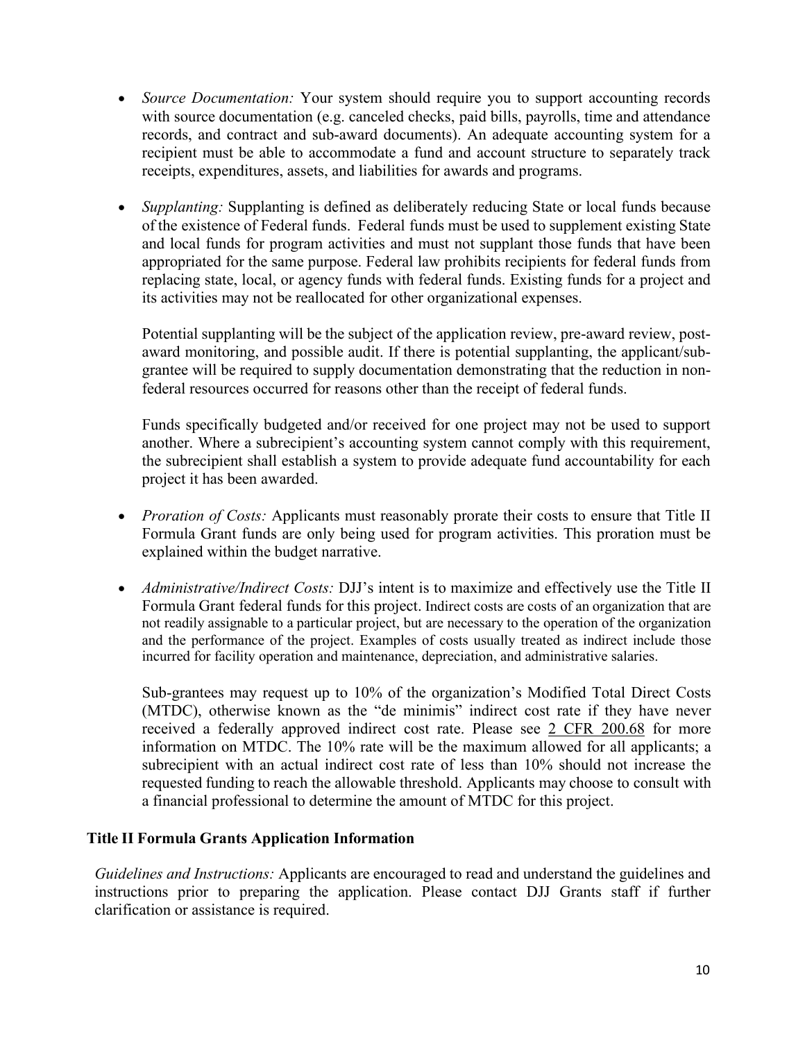- *Source Documentation:* Your system should require you to support accounting records with source documentation (e.g. canceled checks, paid bills, payrolls, time and attendance records, and contract and sub-award documents). An adequate accounting system for a recipient must be able to accommodate a fund and account structure to separately track receipts, expenditures, assets, and liabilities for awards and programs.

- *Supplanting:* Supplanting is defined as deliberately reducing State or local funds because of the existence of Federal funds. Federal funds must be used to supplement existing State and local funds for program activities and must not supplant those funds that have been appropriated for the same purpose. Federal law prohibits recipients for federal funds from replacing state, local, or agency funds with federal funds. Existing funds for a project and its activities may not be reallocated for other organizational expenses.

  Potential supplanting will be the subject of the application review, pre-award review, post-award monitoring, and possible audit. If there is potential supplanting, the applicant/sub-grantee will be required to supply documentation demonstrating that the reduction in non-federal resources occurred for reasons other than the receipt of federal funds.

  Funds specifically budgeted and/or received for one project may not be used to support another. Where a subrecipient's accounting system cannot comply with this requirement, the subrecipient shall establish a system to provide adequate fund accountability for each project it has been awarded.

- *Proration of Costs:* Applicants must reasonably prorate their costs to ensure that Title II Formula Grant funds are only being used for program activities. This proration must be explained within the budget narrative.

- *Administrative/Indirect Costs:* DJJ's intent is to maximize and effectively use the Title II Formula Grant federal funds for this project. Indirect costs are costs of an organization that are not readily assignable to a particular project, but are necessary to the operation of the organization and the performance of the project. Examples of costs usually treated as indirect include those incurred for facility operation and maintenance, depreciation, and administrative salaries.

  Sub-grantees may request up to 10% of the organization's Modified Total Direct Costs (MTDC), otherwise known as the "de minimis" indirect cost rate if they have never received a federally approved indirect cost rate. Please see 2 CFR 200.68 for more information on MTDC. The 10% rate will be the maximum allowed for all applicants; a subrecipient with an actual indirect cost rate of less than 10% should not increase the requested funding to reach the allowable threshold. Applicants may choose to consult with a financial professional to determine the amount of MTDC for this project.

### Title II Formula Grants Application Information

*Guidelines and Instructions:* Applicants are encouraged to read and understand the guidelines and instructions prior to preparing the application. Please contact DJJ Grants staff if further clarification or assistance is required.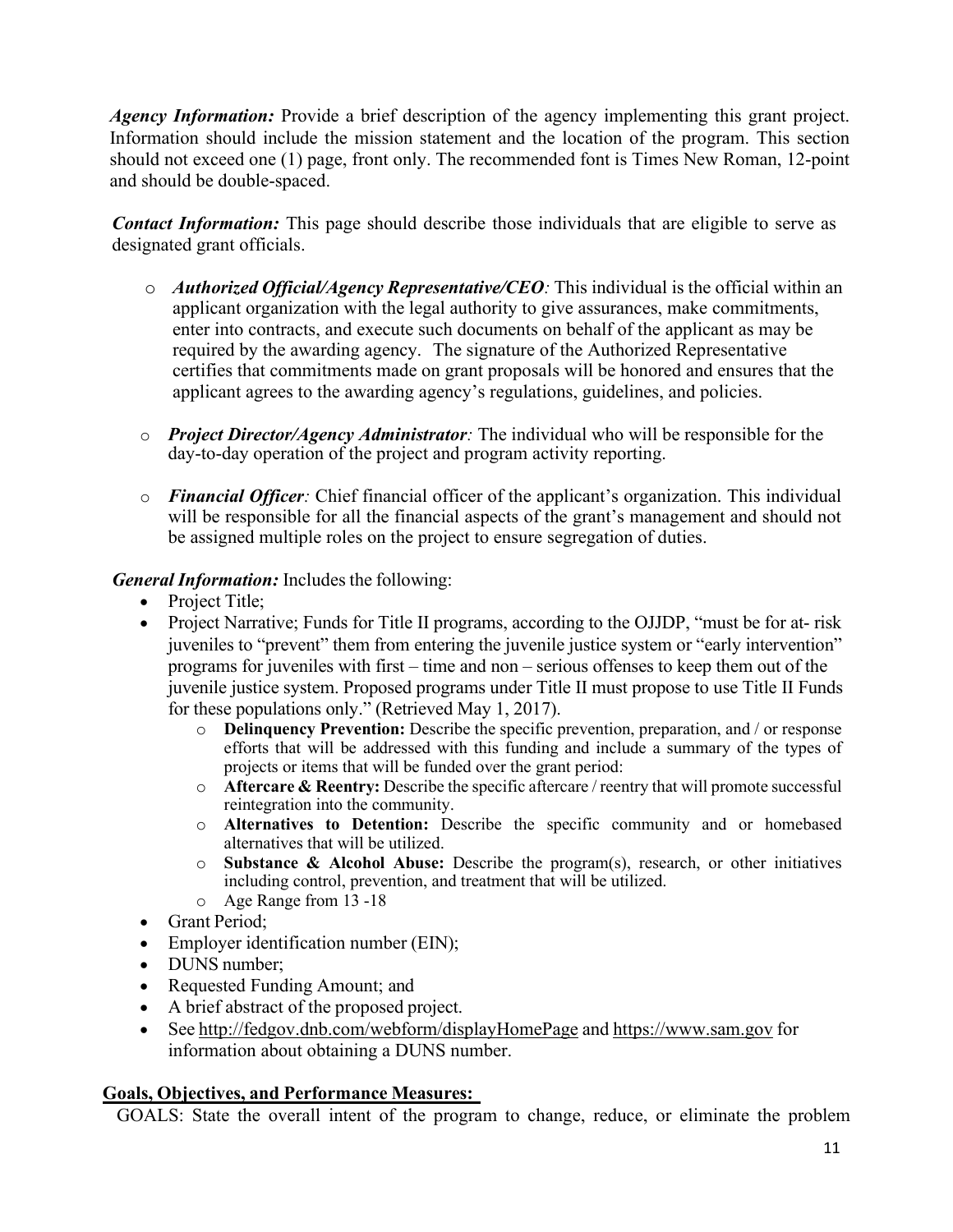***Agency Information:*** Provide a brief description of the agency implementing this grant project. Information should include the mission statement and the location of the program. This section should not exceed one (1) page, front only. The recommended font is Times New Roman, 12-point and should be double-spaced.

***Contact Information:*** This page should describe those individuals that are eligible to serve as designated grant officials.

- ***Authorized Official/Agency Representative/CEO**:* This individual is the official within an applicant organization with the legal authority to give assurances, make commitments, enter into contracts, and execute such documents on behalf of the applicant as may be required by the awarding agency. The signature of the Authorized Representative certifies that commitments made on grant proposals will be honored and ensures that the applicant agrees to the awarding agency's regulations, guidelines, and policies.
- ***Project Director/Agency Administrator**:* The individual who will be responsible for the day-to-day operation of the project and program activity reporting.
- ***Financial Officer**:* Chief financial officer of the applicant's organization. This individual will be responsible for all the financial aspects of the grant's management and should not be assigned multiple roles on the project to ensure segregation of duties.

***General Information:*** Includes the following:

- Project Title;
- Project Narrative; Funds for Title II programs, according to the OJJDP, "must be for at- risk juveniles to "prevent" them from entering the juvenile justice system or "early intervention" programs for juveniles with first – time and non – serious offenses to keep them out of the juvenile justice system. Proposed programs under Title II must propose to use Title II Funds for these populations only." (Retrieved May 1, 2017).
  - **Delinquency Prevention:** Describe the specific prevention, preparation, and / or response efforts that will be addressed with this funding and include a summary of the types of projects or items that will be funded over the grant period:
  - **Aftercare & Reentry:** Describe the specific aftercare / reentry that will promote successful reintegration into the community.
  - **Alternatives to Detention:** Describe the specific community and or homebased alternatives that will be utilized.
  - **Substance & Alcohol Abuse:** Describe the program(s), research, or other initiatives including control, prevention, and treatment that will be utilized.
  - Age Range from 13 -18
- Grant Period;
- Employer identification number (EIN);
- DUNS number;
- Requested Funding Amount; and
- A brief abstract of the proposed project.
- See http://fedgov.dnb.com/webform/displayHomePage and https://www.sam.gov for information about obtaining a DUNS number.

**Goals, Objectives, and Performance Measures:**

GOALS: State the overall intent of the program to change, reduce, or eliminate the problem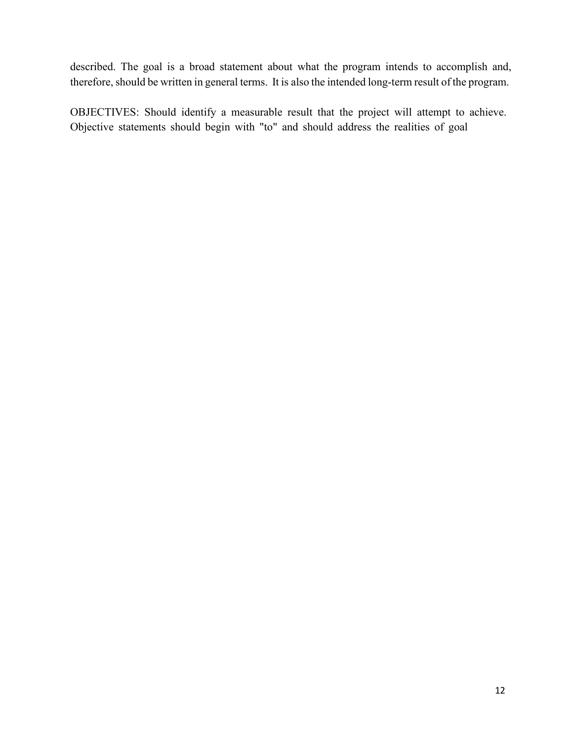described. The goal is a broad statement about what the program intends to accomplish and, therefore, should be written in general terms. It is also the intended long-term result of the program.

OBJECTIVES: Should identify a measurable result that the project will attempt to achieve. Objective statements should begin with "to" and should address the realities of goal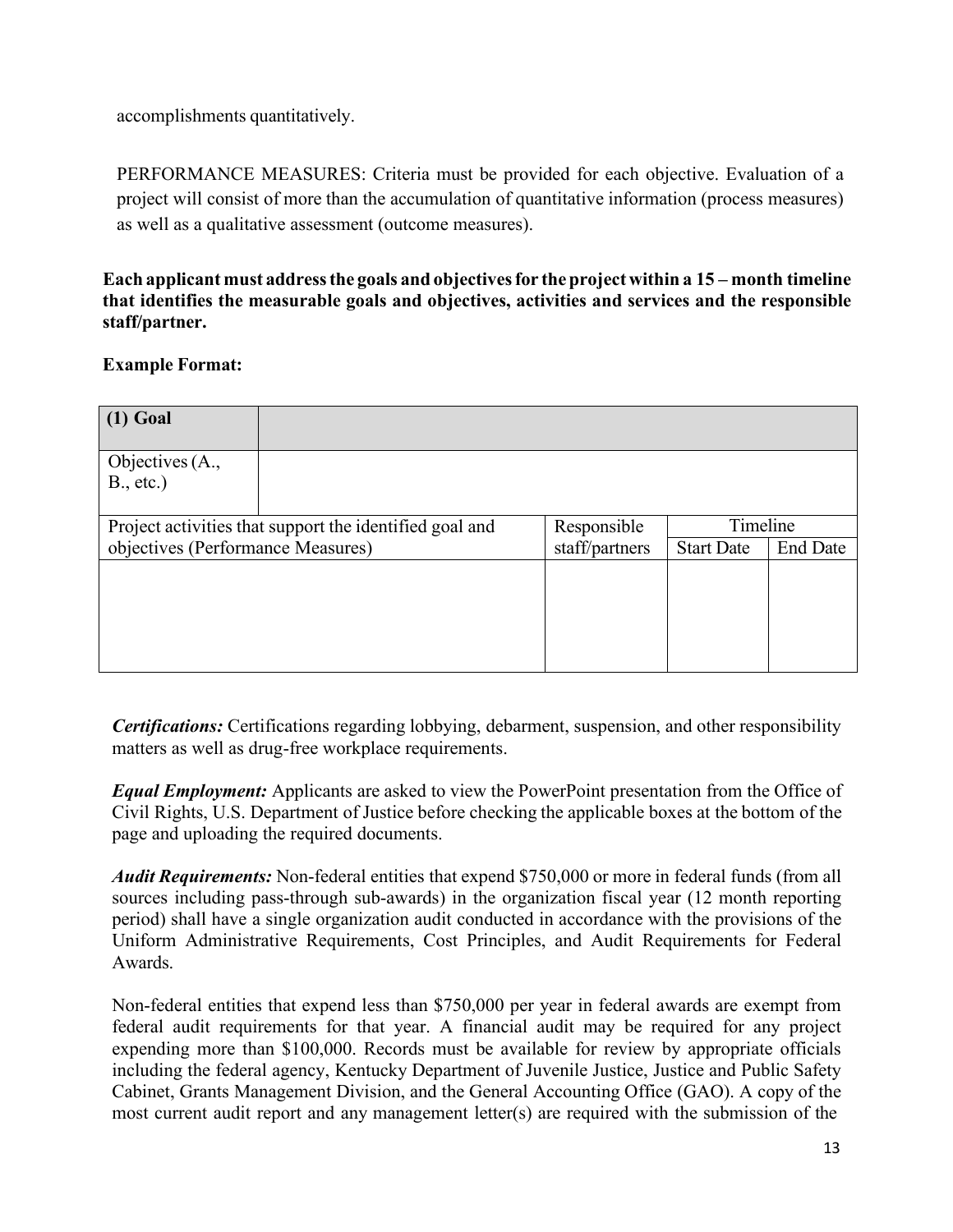accomplishments quantitatively.

PERFORMANCE MEASURES: Criteria must be provided for each objective. Evaluation of a project will consist of more than the accumulation of quantitative information (process measures) as well as a qualitative assessment (outcome measures).

**Each applicant must address the goals and objectives for the project within a 15 – month timeline that identifies the measurable goals and objectives, activities and services and the responsible staff/partner.**

**Example Format:**

| **(1) Goal** | | | | |
|---|---|---|---|---|
| Objectives (A., B., etc.) | | | | |
| Project activities that support the identified goal and objectives (Performance Measures) | | Responsible staff/partners | Timeline | |
| | | | Start Date | End Date |
| | | | | |

***Certifications:*** Certifications regarding lobbying, debarment, suspension, and other responsibility matters as well as drug-free workplace requirements.

***Equal Employment:*** Applicants are asked to view the PowerPoint presentation from the Office of Civil Rights, U.S. Department of Justice before checking the applicable boxes at the bottom of the page and uploading the required documents.

***Audit Requirements:*** Non-federal entities that expend $750,000 or more in federal funds (from all sources including pass-through sub-awards) in the organization fiscal year (12 month reporting period) shall have a single organization audit conducted in accordance with the provisions of the Uniform Administrative Requirements, Cost Principles, and Audit Requirements for Federal Awards.

Non-federal entities that expend less than $750,000 per year in federal awards are exempt from federal audit requirements for that year. A financial audit may be required for any project expending more than $100,000. Records must be available for review by appropriate officials including the federal agency, Kentucky Department of Juvenile Justice, Justice and Public Safety Cabinet, Grants Management Division, and the General Accounting Office (GAO). A copy of the most current audit report and any management letter(s) are required with the submission of the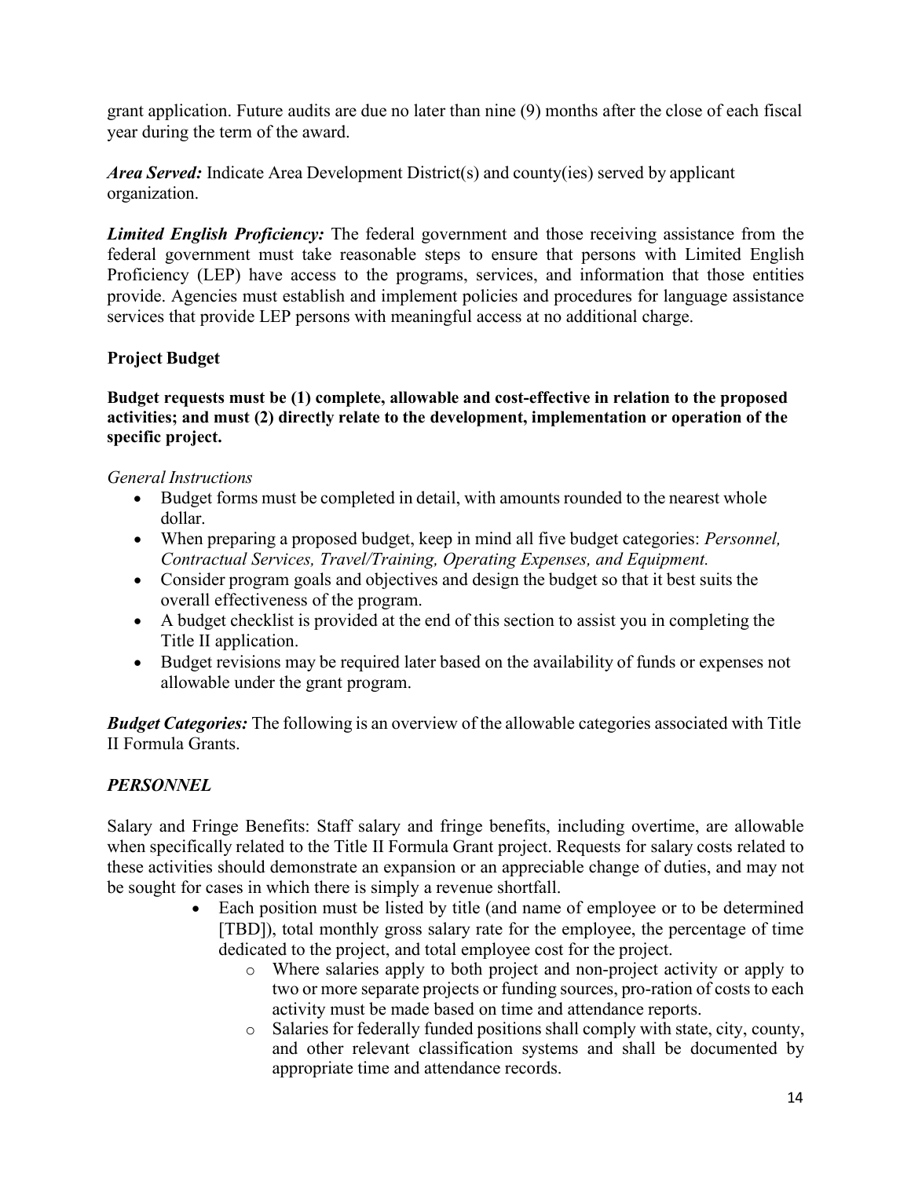grant application. Future audits are due no later than nine (9) months after the close of each fiscal year during the term of the award.

***Area Served:*** Indicate Area Development District(s) and county(ies) served by applicant organization.

***Limited English Proficiency:*** The federal government and those receiving assistance from the federal government must take reasonable steps to ensure that persons with Limited English Proficiency (LEP) have access to the programs, services, and information that those entities provide. Agencies must establish and implement policies and procedures for language assistance services that provide LEP persons with meaningful access at no additional charge.

## Project Budget

**Budget requests must be (1) complete, allowable and cost-effective in relation to the proposed activities; and must (2) directly relate to the development, implementation or operation of the specific project.**

*General Instructions*

- Budget forms must be completed in detail, with amounts rounded to the nearest whole dollar.
- When preparing a proposed budget, keep in mind all five budget categories: *Personnel, Contractual Services, Travel/Training, Operating Expenses, and Equipment.*
- Consider program goals and objectives and design the budget so that it best suits the overall effectiveness of the program.
- A budget checklist is provided at the end of this section to assist you in completing the Title II application.
- Budget revisions may be required later based on the availability of funds or expenses not allowable under the grant program.

***Budget Categories:*** The following is an overview of the allowable categories associated with Title II Formula Grants.

### *PERSONNEL*

Salary and Fringe Benefits: Staff salary and fringe benefits, including overtime, are allowable when specifically related to the Title II Formula Grant project. Requests for salary costs related to these activities should demonstrate an expansion or an appreciable change of duties, and may not be sought for cases in which there is simply a revenue shortfall.

- Each position must be listed by title (and name of employee or to be determined [TBD]), total monthly gross salary rate for the employee, the percentage of time dedicated to the project, and total employee cost for the project.
  - Where salaries apply to both project and non-project activity or apply to two or more separate projects or funding sources, pro-ration of costs to each activity must be made based on time and attendance reports.
  - Salaries for federally funded positions shall comply with state, city, county, and other relevant classification systems and shall be documented by appropriate time and attendance records.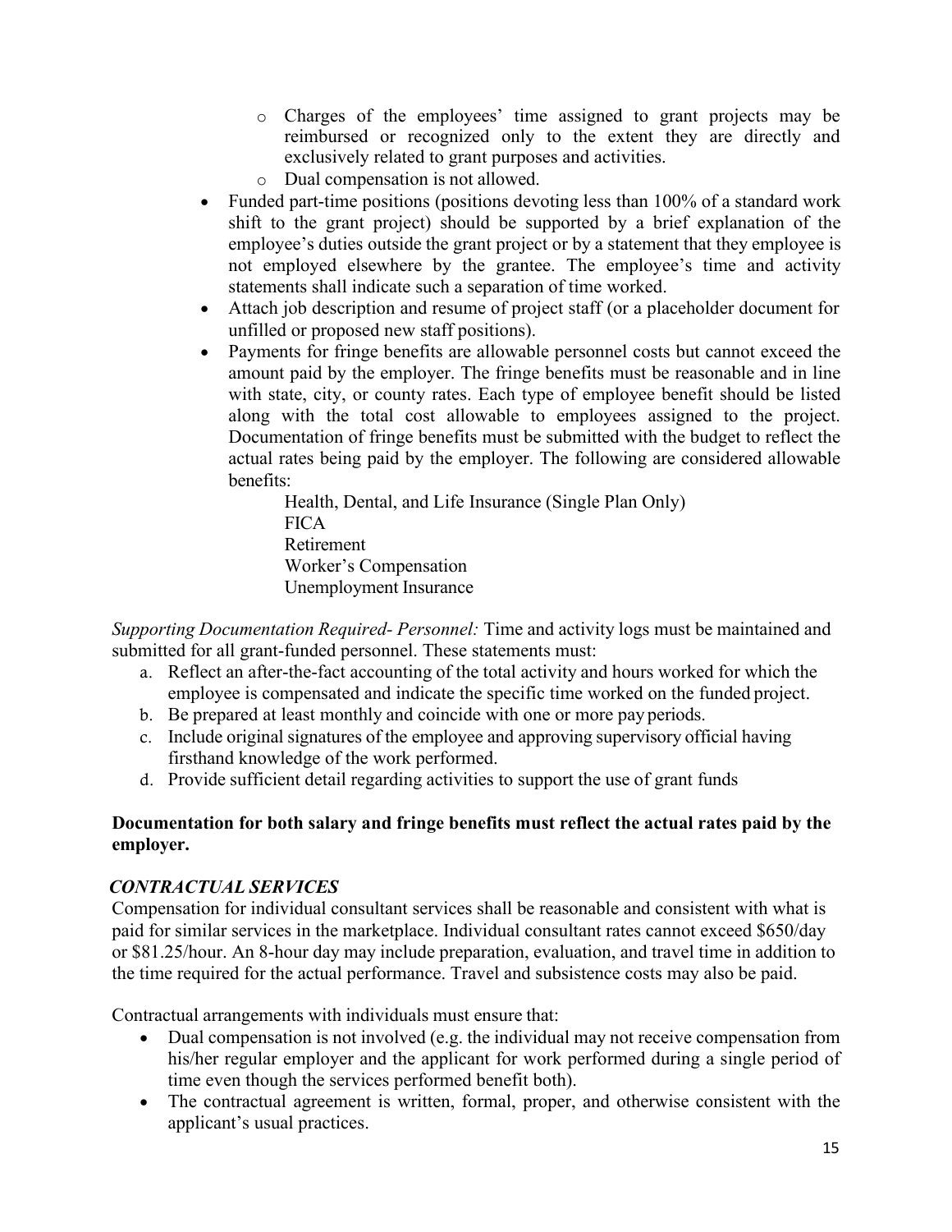- Charges of the employees' time assigned to grant projects may be reimbursed or recognized only to the extent they are directly and exclusively related to grant purposes and activities.
  - Dual compensation is not allowed.
- Funded part-time positions (positions devoting less than 100% of a standard work shift to the grant project) should be supported by a brief explanation of the employee's duties outside the grant project or by a statement that they employee is not employed elsewhere by the grantee. The employee's time and activity statements shall indicate such a separation of time worked.
- Attach job description and resume of project staff (or a placeholder document for unfilled or proposed new staff positions).
- Payments for fringe benefits are allowable personnel costs but cannot exceed the amount paid by the employer. The fringe benefits must be reasonable and in line with state, city, or county rates. Each type of employee benefit should be listed along with the total cost allowable to employees assigned to the project. Documentation of fringe benefits must be submitted with the budget to reflect the actual rates being paid by the employer. The following are considered allowable benefits:

  Health, Dental, and Life Insurance (Single Plan Only)
  FICA
  Retirement
  Worker's Compensation
  Unemployment Insurance

*Supporting Documentation Required- Personnel:* Time and activity logs must be maintained and submitted for all grant-funded personnel. These statements must:

a. Reflect an after-the-fact accounting of the total activity and hours worked for which the employee is compensated and indicate the specific time worked on the funded project.
b. Be prepared at least monthly and coincide with one or more pay periods.
c. Include original signatures of the employee and approving supervisory official having firsthand knowledge of the work performed.
d. Provide sufficient detail regarding activities to support the use of grant funds

**Documentation for both salary and fringe benefits must reflect the actual rates paid by the employer.**

***CONTRACTUAL SERVICES***

Compensation for individual consultant services shall be reasonable and consistent with what is paid for similar services in the marketplace. Individual consultant rates cannot exceed $650/day or $81.25/hour. An 8-hour day may include preparation, evaluation, and travel time in addition to the time required for the actual performance. Travel and subsistence costs may also be paid.

Contractual arrangements with individuals must ensure that:

- Dual compensation is not involved (e.g. the individual may not receive compensation from his/her regular employer and the applicant for work performed during a single period of time even though the services performed benefit both).
- The contractual agreement is written, formal, proper, and otherwise consistent with the applicant's usual practices.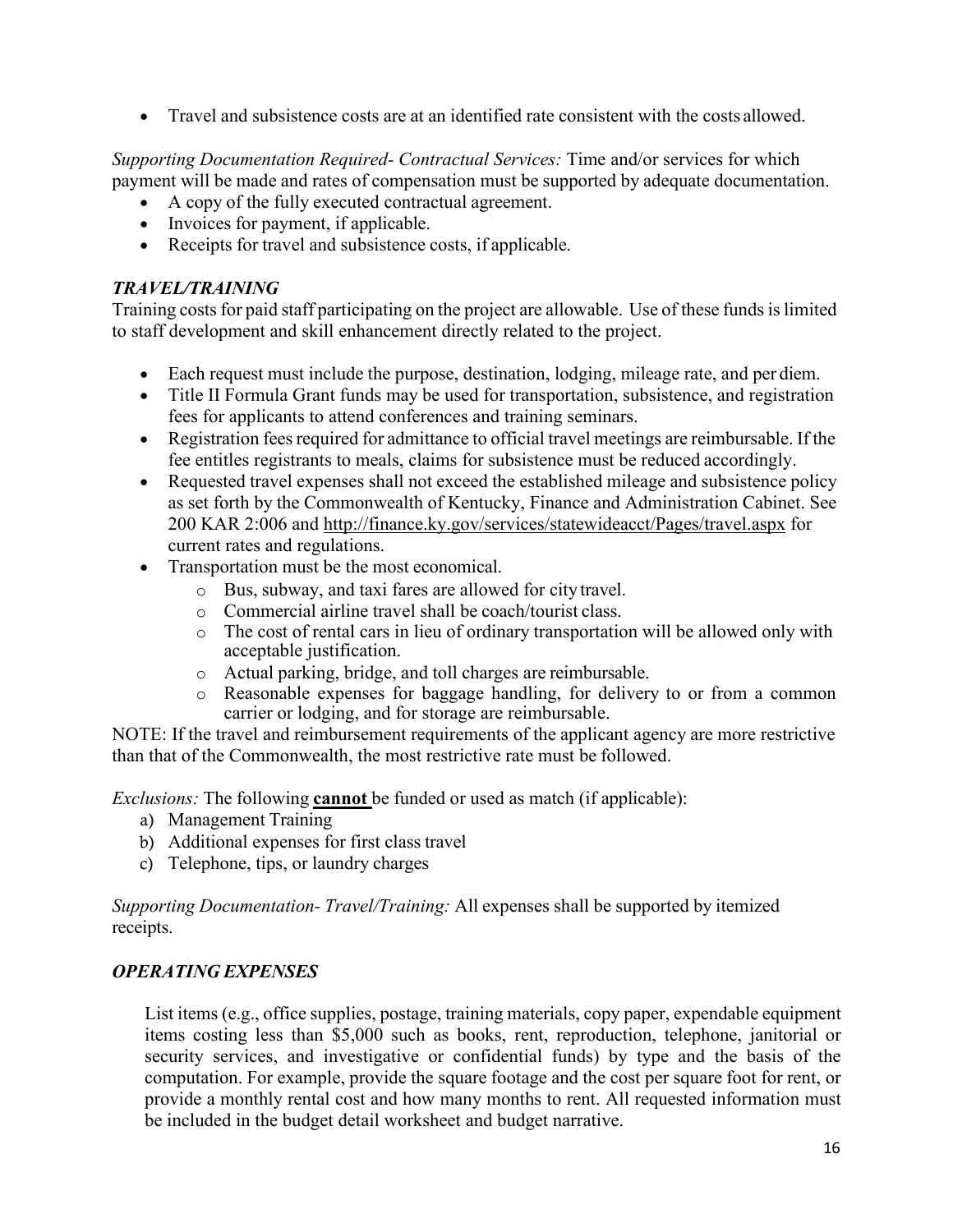- Travel and subsistence costs are at an identified rate consistent with the costs allowed.

*Supporting Documentation Required- Contractual Services:* Time and/or services for which payment will be made and rates of compensation must be supported by adequate documentation.

- A copy of the fully executed contractual agreement.
- Invoices for payment, if applicable.
- Receipts for travel and subsistence costs, if applicable.

### *TRAVEL/TRAINING*

Training costs for paid staff participating on the project are allowable. Use of these funds is limited to staff development and skill enhancement directly related to the project.

- Each request must include the purpose, destination, lodging, mileage rate, and per diem.
- Title II Formula Grant funds may be used for transportation, subsistence, and registration fees for applicants to attend conferences and training seminars.
- Registration fees required for admittance to official travel meetings are reimbursable. If the fee entitles registrants to meals, claims for subsistence must be reduced accordingly.
- Requested travel expenses shall not exceed the established mileage and subsistence policy as set forth by the Commonwealth of Kentucky, Finance and Administration Cabinet. See 200 KAR 2:006 and http://finance.ky.gov/services/statewideacct/Pages/travel.aspx for current rates and regulations.
- Transportation must be the most economical.
  - Bus, subway, and taxi fares are allowed for city travel.
  - Commercial airline travel shall be coach/tourist class.
  - The cost of rental cars in lieu of ordinary transportation will be allowed only with acceptable justification.
  - Actual parking, bridge, and toll charges are reimbursable.
  - Reasonable expenses for baggage handling, for delivery to or from a common carrier or lodging, and for storage are reimbursable.

NOTE: If the travel and reimbursement requirements of the applicant agency are more restrictive than that of the Commonwealth, the most restrictive rate must be followed.

*Exclusions:* The following **cannot** be funded or used as match (if applicable):

a) Management Training
b) Additional expenses for first class travel
c) Telephone, tips, or laundry charges

*Supporting Documentation- Travel/Training:* All expenses shall be supported by itemized receipts.

### *OPERATING EXPENSES*

List items (e.g., office supplies, postage, training materials, copy paper, expendable equipment items costing less than $5,000 such as books, rent, reproduction, telephone, janitorial or security services, and investigative or confidential funds) by type and the basis of the computation. For example, provide the square footage and the cost per square foot for rent, or provide a monthly rental cost and how many months to rent. All requested information must be included in the budget detail worksheet and budget narrative.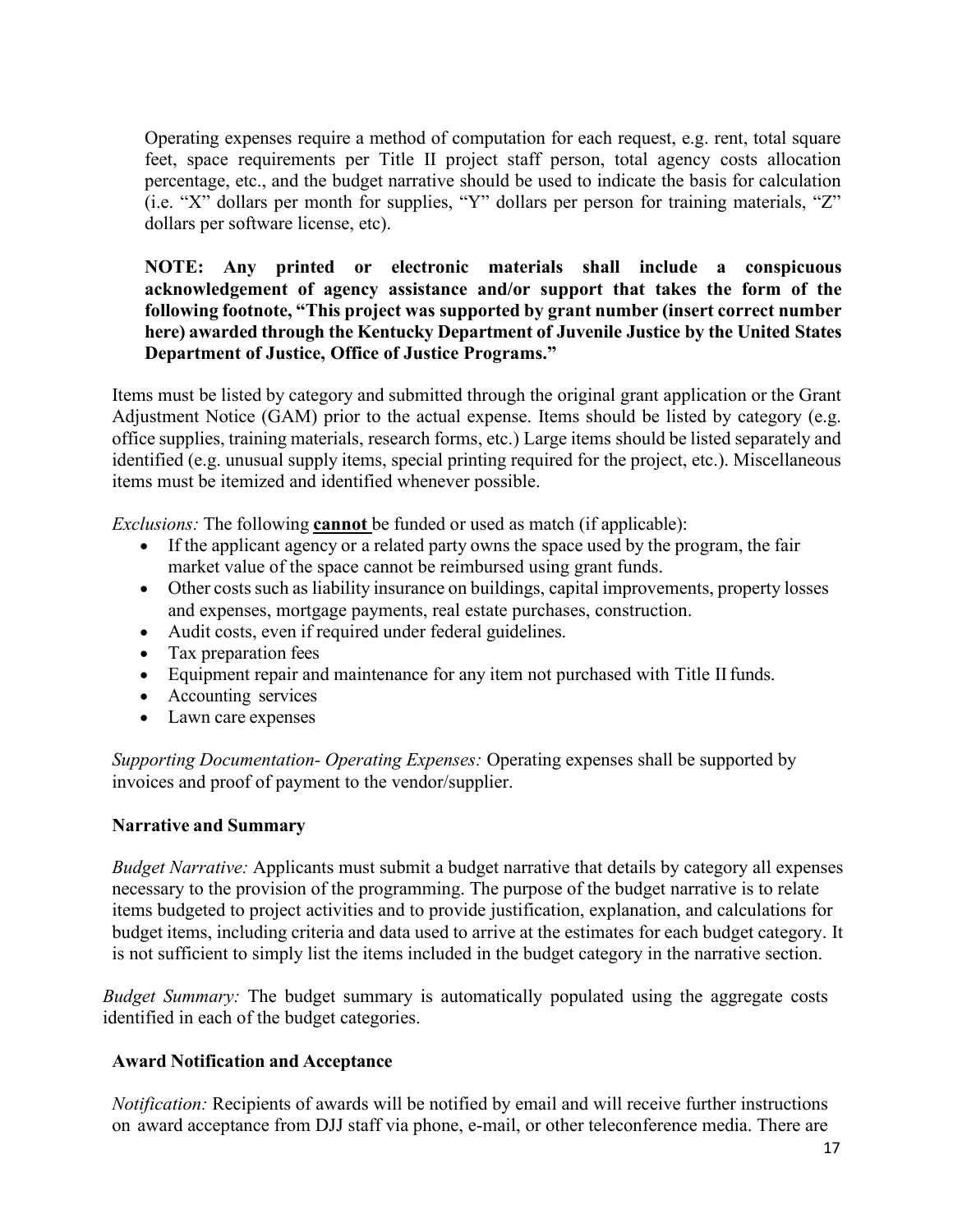Operating expenses require a method of computation for each request, e.g. rent, total square feet, space requirements per Title II project staff person, total agency costs allocation percentage, etc., and the budget narrative should be used to indicate the basis for calculation (i.e. "X" dollars per month for supplies, "Y" dollars per person for training materials, "Z" dollars per software license, etc).

**NOTE: Any printed or electronic materials shall include a conspicuous acknowledgement of agency assistance and/or support that takes the form of the following footnote, "This project was supported by grant number (insert correct number here) awarded through the Kentucky Department of Juvenile Justice by the United States Department of Justice, Office of Justice Programs."**

Items must be listed by category and submitted through the original grant application or the Grant Adjustment Notice (GAM) prior to the actual expense. Items should be listed by category (e.g. office supplies, training materials, research forms, etc.) Large items should be listed separately and identified (e.g. unusual supply items, special printing required for the project, etc.). Miscellaneous items must be itemized and identified whenever possible.

*Exclusions:* The following **cannot** be funded or used as match (if applicable):

- If the applicant agency or a related party owns the space used by the program, the fair market value of the space cannot be reimbursed using grant funds.
- Other costs such as liability insurance on buildings, capital improvements, property losses and expenses, mortgage payments, real estate purchases, construction.
- Audit costs, even if required under federal guidelines.
- Tax preparation fees
- Equipment repair and maintenance for any item not purchased with Title II funds.
- Accounting services
- Lawn care expenses

*Supporting Documentation- Operating Expenses:* Operating expenses shall be supported by invoices and proof of payment to the vendor/supplier.

**Narrative and Summary**

*Budget Narrative:* Applicants must submit a budget narrative that details by category all expenses necessary to the provision of the programming. The purpose of the budget narrative is to relate items budgeted to project activities and to provide justification, explanation, and calculations for budget items, including criteria and data used to arrive at the estimates for each budget category. It is not sufficient to simply list the items included in the budget category in the narrative section.

*Budget Summary:* The budget summary is automatically populated using the aggregate costs identified in each of the budget categories.

**Award Notification and Acceptance**

*Notification:* Recipients of awards will be notified by email and will receive further instructions on award acceptance from DJJ staff via phone, e-mail, or other teleconference media. There are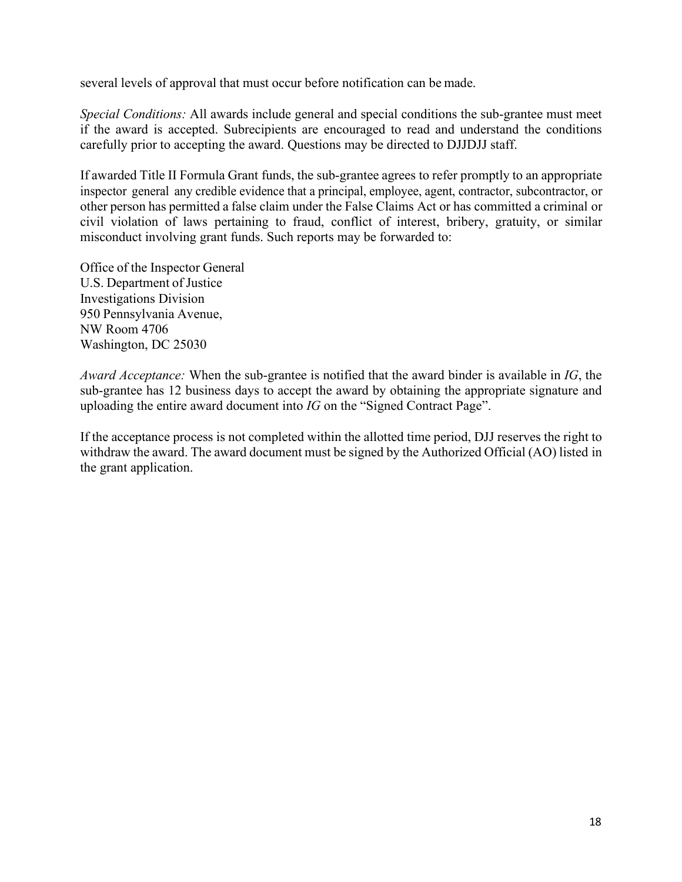several levels of approval that must occur before notification can be made.

*Special Conditions:* All awards include general and special conditions the sub-grantee must meet if the award is accepted. Subrecipients are encouraged to read and understand the conditions carefully prior to accepting the award. Questions may be directed to DJJDJJ staff.

If awarded Title II Formula Grant funds, the sub-grantee agrees to refer promptly to an appropriate inspector general any credible evidence that a principal, employee, agent, contractor, subcontractor, or other person has permitted a false claim under the False Claims Act or has committed a criminal or civil violation of laws pertaining to fraud, conflict of interest, bribery, gratuity, or similar misconduct involving grant funds. Such reports may be forwarded to:

Office of the Inspector General
U.S. Department of Justice
Investigations Division
950 Pennsylvania Avenue,
NW Room 4706
Washington, DC 25030

*Award Acceptance:* When the sub-grantee is notified that the award binder is available in *IG*, the sub-grantee has 12 business days to accept the award by obtaining the appropriate signature and uploading the entire award document into *IG* on the "Signed Contract Page".

If the acceptance process is not completed within the allotted time period, DJJ reserves the right to withdraw the award. The award document must be signed by the Authorized Official (AO) listed in the grant application.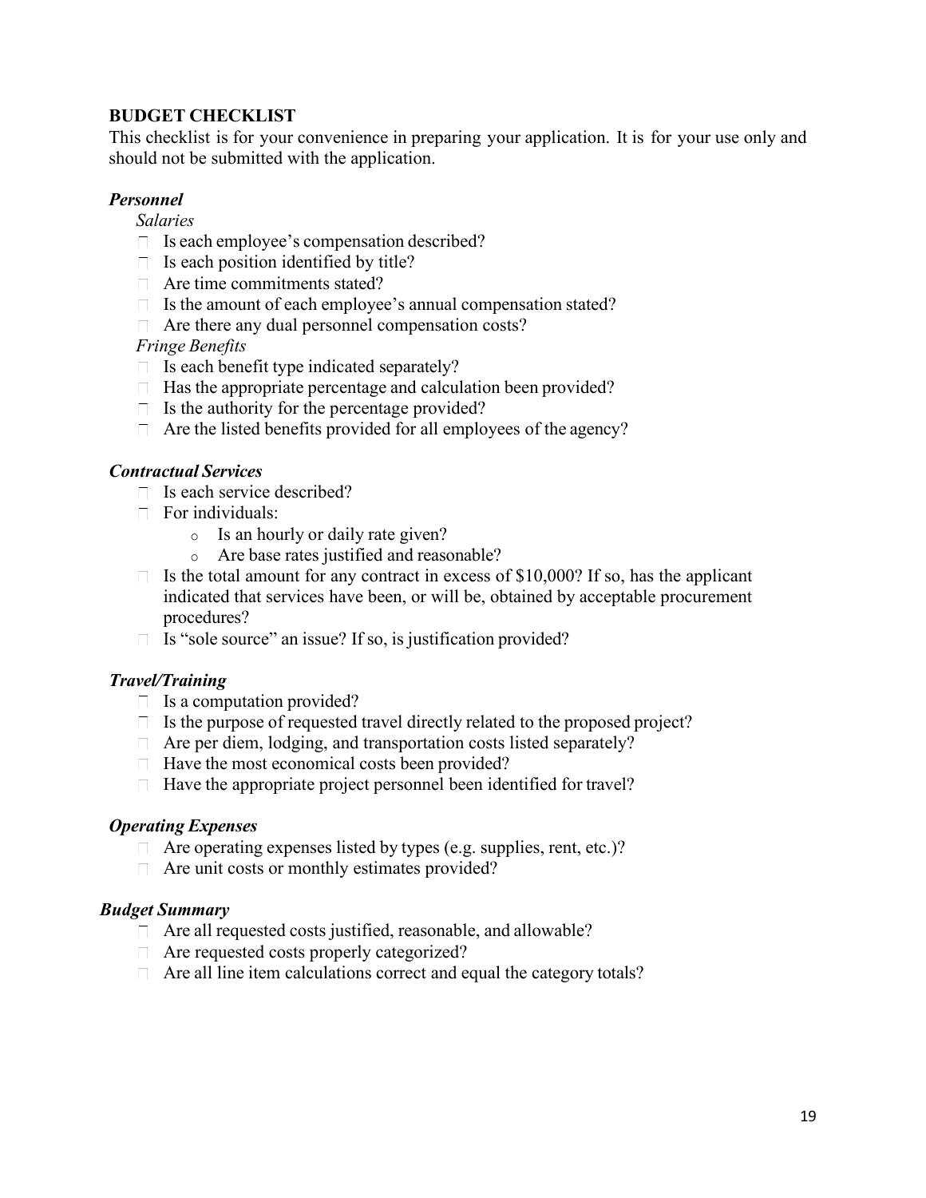## BUDGET CHECKLIST

This checklist is for your convenience in preparing your application. It is for your use only and should not be submitted with the application.

### *Personnel*

*Salaries*

- Is each employee's compensation described?
- Is each position identified by title?
- Are time commitments stated?
- Is the amount of each employee's annual compensation stated?
- Are there any dual personnel compensation costs?

*Fringe Benefits*

- Is each benefit type indicated separately?
- Has the appropriate percentage and calculation been provided?
- Is the authority for the percentage provided?
- Are the listed benefits provided for all employees of the agency?

### *Contractual Services*

- Is each service described?
- For individuals:
    - Is an hourly or daily rate given?
    - Are base rates justified and reasonable?
- Is the total amount for any contract in excess of $10,000? If so, has the applicant indicated that services have been, or will be, obtained by acceptable procurement procedures?
- Is "sole source" an issue? If so, is justification provided?

### *Travel/Training*

- Is a computation provided?
- Is the purpose of requested travel directly related to the proposed project?
- Are per diem, lodging, and transportation costs listed separately?
- Have the most economical costs been provided?
- Have the appropriate project personnel been identified for travel?

### *Operating Expenses*

- Are operating expenses listed by types (e.g. supplies, rent, etc.)?
- Are unit costs or monthly estimates provided?

### *Budget Summary*

- Are all requested costs justified, reasonable, and allowable?
- Are requested costs properly categorized?
- Are all line item calculations correct and equal the category totals?